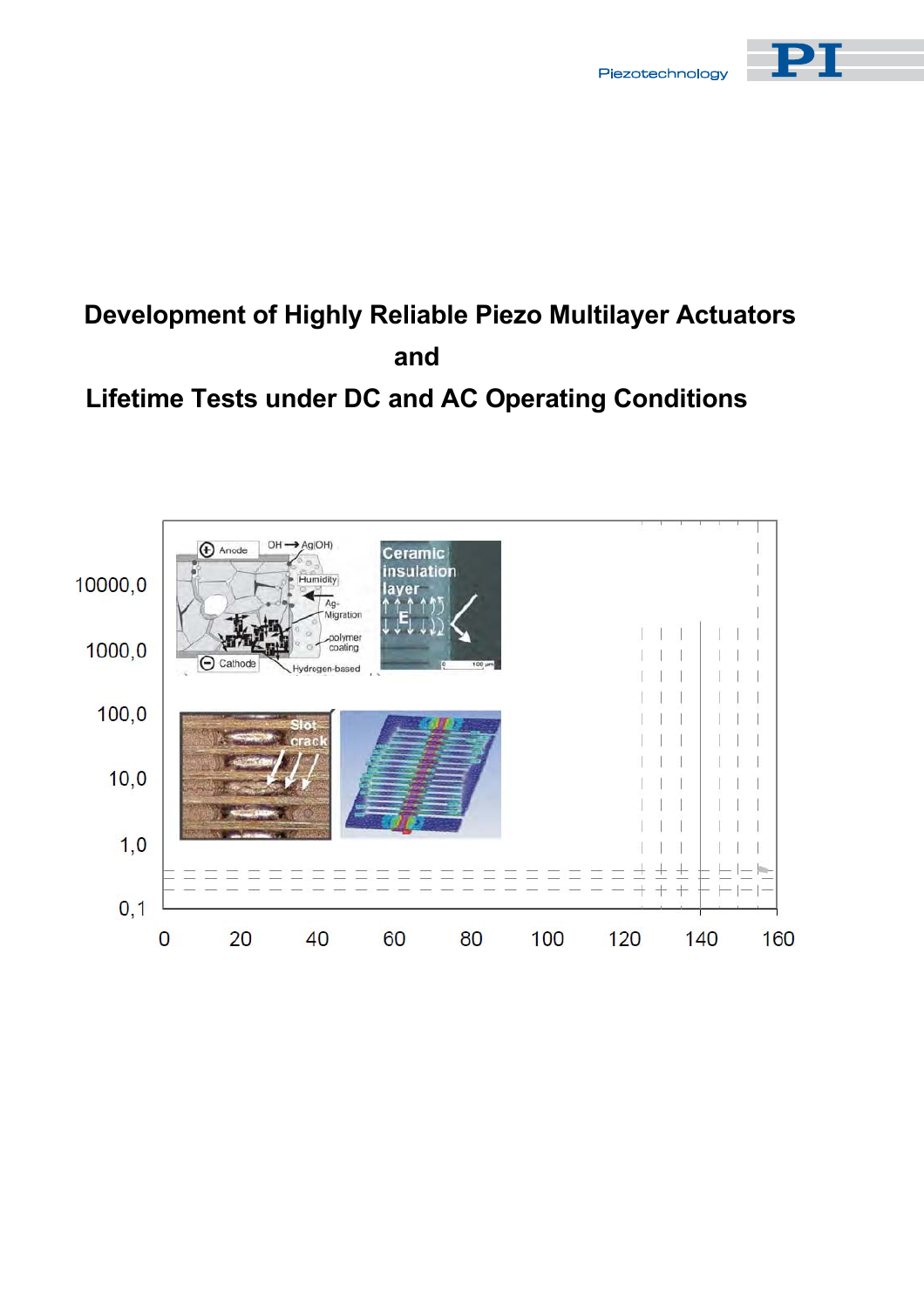# Development of Highly Reliable Piezo Multilayer Actuators and Lifetime Tests under DC and AC Operating Conditions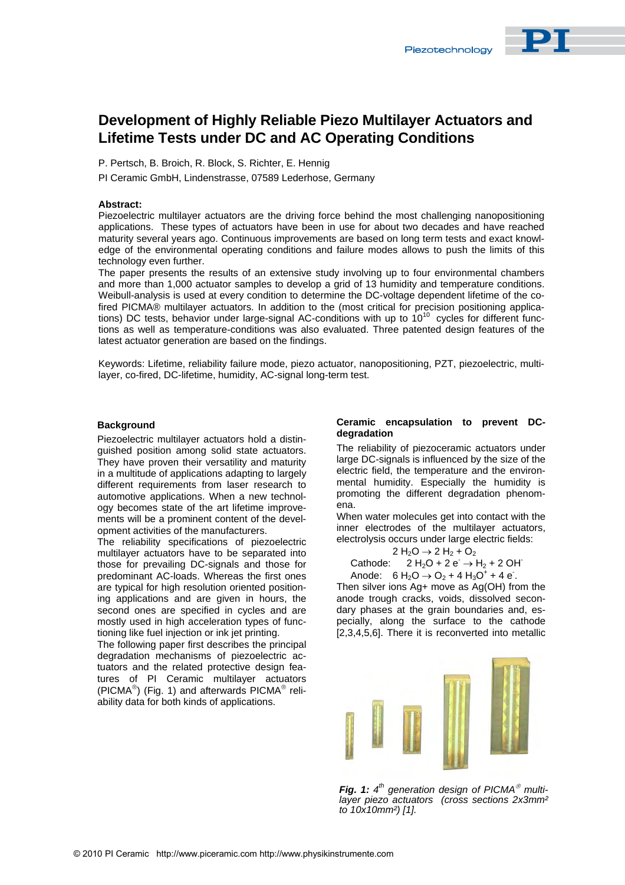# Development of Highly Reliable Piezo Multilayer Actuators and Lifetime Tests under DC and AC Operating Conditions

P. Pertsch, B. Broich, R. Block, S. Richter, E. Hennig

PI Ceramic GmbH, Lindenstrasse, 07589 Lederhose, Germany

**Abstract:**
Piezoelectric multilayer actuators are the driving force behind the most challenging nanopositioning applications. These types of actuators have been in use for about two decades and have reached maturity several years ago. Continuous improvements are based on long term tests and exact knowledge of the environmental operating conditions and failure modes allows to push the limits of this technology even further.

The paper presents the results of an extensive study involving up to four environmental chambers and more than 1,000 actuator samples to develop a grid of 13 humidity and temperature conditions. Weibull-analysis is used at every condition to determine the DC-voltage dependent lifetime of the co-fired PICMA® multilayer actuators. In addition to the (most critical for precision positioning applications) DC tests, behavior under large-signal AC-conditions with up to $10^{10}$ cycles for different functions as well as temperature-conditions was also evaluated. Three patented design features of the latest actuator generation are based on the findings.

Keywords: Lifetime, reliability failure mode, piezo actuator, nanopositioning, PZT, piezoelectric, multilayer, co-fired, DC-lifetime, humidity, AC-signal long-term test.

## Background

Piezoelectric multilayer actuators hold a distinguished position among solid state actuators. They have proven their versatility and maturity in a multitude of applications adapting to largely different requirements from laser research to automotive applications. When a new technology becomes state of the art lifetime improvements will be a prominent content of the development activities of the manufacturers.

The reliability specifications of piezoelectric multilayer actuators have to be separated into those for prevailing DC-signals and those for predominant AC-loads. Whereas the first ones are typical for high resolution oriented positioning applications and are given in hours, the second ones are specified in cycles and are mostly used in high acceleration types of functioning like fuel injection or ink jet printing.

The following paper first describes the principal degradation mechanisms of piezoelectric actuators and the related protective design features of PI Ceramic multilayer actuators (PICMA®) (Fig. 1) and afterwards PICMA® reliability data for both kinds of applications.

## Ceramic encapsulation to prevent DC-degradation

The reliability of piezoceramic actuators under large DC-signals is influenced by the size of the electric field, the temperature and the environmental humidity. Especially the humidity is promoting the different degradation phenomena.

When water molecules get into contact with the inner electrodes of the multilayer actuators, electrolysis occurs under large electric fields:

$$2\,H_2O \rightarrow 2\,H_2 + O_2$$

Cathode: $2\,H_2O + 2\,e^- \rightarrow H_2 + 2\,OH^-$

Anode: $6\,H_2O \rightarrow O_2 + 4\,H_3O^+ + 4\,e^-$.

Then silver ions Ag+ move as Ag(OH) from the anode trough cracks, voids, dissolved secondary phases at the grain boundaries and, especially, along the surface to the cathode [2,3,4,5,6]. There it is reconverted into metallic

*Fig. 1: 4th generation design of PICMA® multilayer piezo actuators (cross sections 2x3mm² to 10x10mm²) [1].*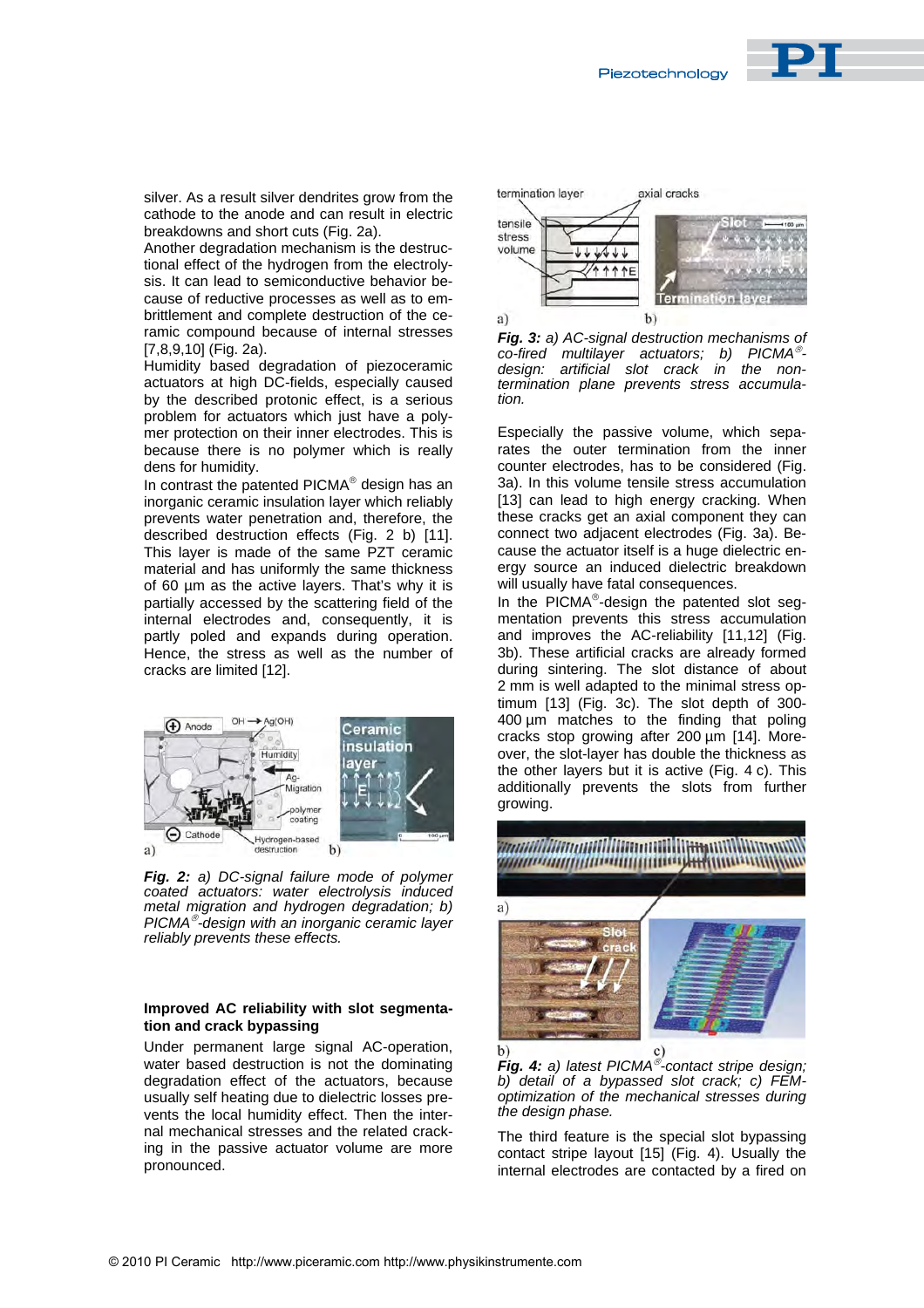silver. As a result silver dendrites grow from the cathode to the anode and can result in electric breakdowns and short cuts (Fig. 2a).
Another degradation mechanism is the destructional effect of the hydrogen from the electrolysis. It can lead to semiconductive behavior because of reductive processes as well as to embrittlement and complete destruction of the ceramic compound because of internal stresses [7,8,9,10] (Fig. 2a).
Humidity based degradation of piezoceramic actuators at high DC-fields, especially caused by the described protonic effect, is a serious problem for actuators which just have a polymer protection on their inner electrodes. This is because there is no polymer which is really dens for humidity.
In contrast the patented PICMA® design has an inorganic ceramic insulation layer which reliably prevents water penetration and, therefore, the described destruction effects (Fig. 2 b) [11]. This layer is made of the same PZT ceramic material and has uniformly the same thickness of 60 µm as the active layers. That's why it is partially accessed by the scattering field of the internal electrodes and, consequently, it is partly poled and expands during operation. Hence, the stress as well as the number of cracks are limited [12].

*__Fig. 2:__ a) DC-signal failure mode of polymer coated actuators: water electrolysis induced metal migration and hydrogen degradation; b) PICMA®-design with an inorganic ceramic layer reliably prevents these effects.*

**Improved AC reliability with slot segmentation and crack bypassing**

Under permanent large signal AC-operation, water based destruction is not the dominating degradation effect of the actuators, because usually self heating due to dielectric losses prevents the local humidity effect. Then the internal mechanical stresses and the related cracking in the passive actuator volume are more pronounced.

*__Fig. 3:__ a) AC-signal destruction mechanisms of co-fired multilayer actuators; b) PICMA®-design: artificial slot crack in the non-termination plane prevents stress accumulation.*

Especially the passive volume, which separates the outer termination from the inner counter electrodes, has to be considered (Fig. 3a). In this volume tensile stress accumulation [13] can lead to high energy cracking. When these cracks get an axial component they can connect two adjacent electrodes (Fig. 3a). Because the actuator itself is a huge dielectric energy source an induced dielectric breakdown will usually have fatal consequences.
In the PICMA®-design the patented slot segmentation prevents this stress accumulation and improves the AC-reliability [11,12] (Fig. 3b). These artificial cracks are already formed during sintering. The slot distance of about 2 mm is well adapted to the minimal stress optimum [13] (Fig. 3c). The slot depth of 300-400 µm matches to the finding that poling cracks stop growing after 200 µm [14]. Moreover, the slot-layer has double the thickness as the other layers but it is active (Fig. 4 c). This additionally prevents the slots from further growing.

*__Fig. 4:__ a) latest PICMA®-contact stripe design; b) detail of a bypassed slot crack; c) FEM-optimization of the mechanical stresses during the design phase.*

The third feature is the special slot bypassing contact stripe layout [15] (Fig. 4). Usually the internal electrodes are contacted by a fired on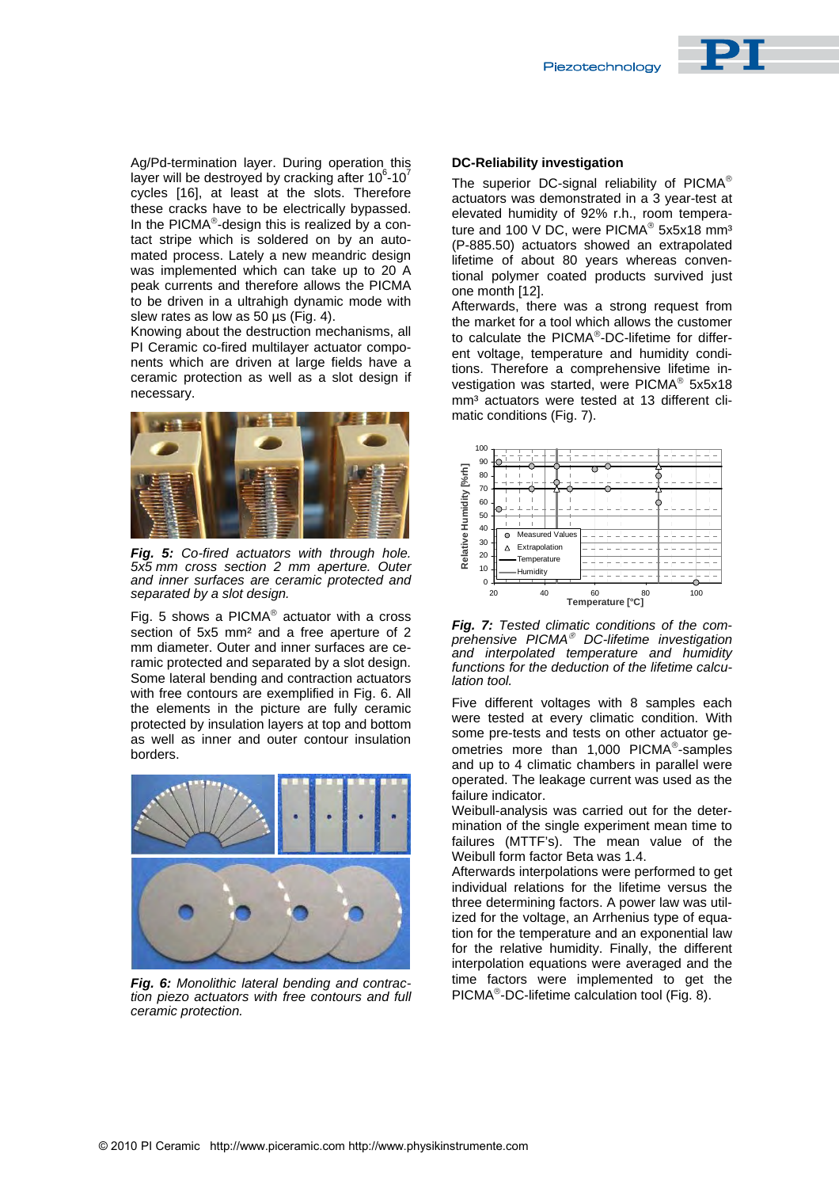Ag/Pd-termination layer. During operation this layer will be destroyed by cracking after $10^6$-$10^7$ cycles [16], at least at the slots. Therefore these cracks have to be electrically bypassed. In the PICMA®-design this is realized by a contact stripe which is soldered on by an automated process. Lately a new meandric design was implemented which can take up to 20 A peak currents and therefore allows the PICMA to be driven in a ultrahigh dynamic mode with slew rates as low as 50 µs (Fig. 4).

Knowing about the destruction mechanisms, all PI Ceramic co-fired multilayer actuator components which are driven at large fields have a ceramic protection as well as a slot design if necessary.

***Fig. 5:*** *Co-fired actuators with through hole. 5x5 mm cross section 2 mm aperture. Outer and inner surfaces are ceramic protected and separated by a slot design.*

Fig. 5 shows a PICMA® actuator with a cross section of 5x5 mm² and a free aperture of 2 mm diameter. Outer and inner surfaces are ceramic protected and separated by a slot design. Some lateral bending and contraction actuators with free contours are exemplified in Fig. 6. All the elements in the picture are fully ceramic protected by insulation layers at top and bottom as well as inner and outer contour insulation borders.

***Fig. 6:*** *Monolithic lateral bending and contraction piezo actuators with free contours and full ceramic protection.*

### DC-Reliability investigation

The superior DC-signal reliability of PICMA® actuators was demonstrated in a 3 year-test at elevated humidity of 92% r.h., room temperature and 100 V DC, were PICMA® 5x5x18 mm³ (P-885.50) actuators showed an extrapolated lifetime of about 80 years whereas conventional polymer coated products survived just one month [12].

Afterwards, there was a strong request from the market for a tool which allows the customer to calculate the PICMA®-DC-lifetime for different voltage, temperature and humidity conditions. Therefore a comprehensive lifetime investigation was started, were PICMA® 5x5x18 mm³ actuators were tested at 13 different climatic conditions (Fig. 7).

***Fig. 7:*** *Tested climatic conditions of the comprehensive PICMA® DC-lifetime investigation and interpolated temperature and humidity functions for the deduction of the lifetime calculation tool.*

Five different voltages with 8 samples each were tested at every climatic condition. With some pre-tests and tests on other actuator geometries more than 1,000 PICMA®-samples and up to 4 climatic chambers in parallel were operated. The leakage current was used as the failure indicator.

Weibull-analysis was carried out for the determination of the single experiment mean time to failures (MTTF's). The mean value of the Weibull form factor Beta was 1.4.

Afterwards interpolations were performed to get individual relations for the lifetime versus the three determining factors. A power law was utilized for the voltage, an Arrhenius type of equation for the temperature and an exponential law for the relative humidity. Finally, the different interpolation equations were averaged and the time factors were implemented to get the PICMA®-DC-lifetime calculation tool (Fig. 8).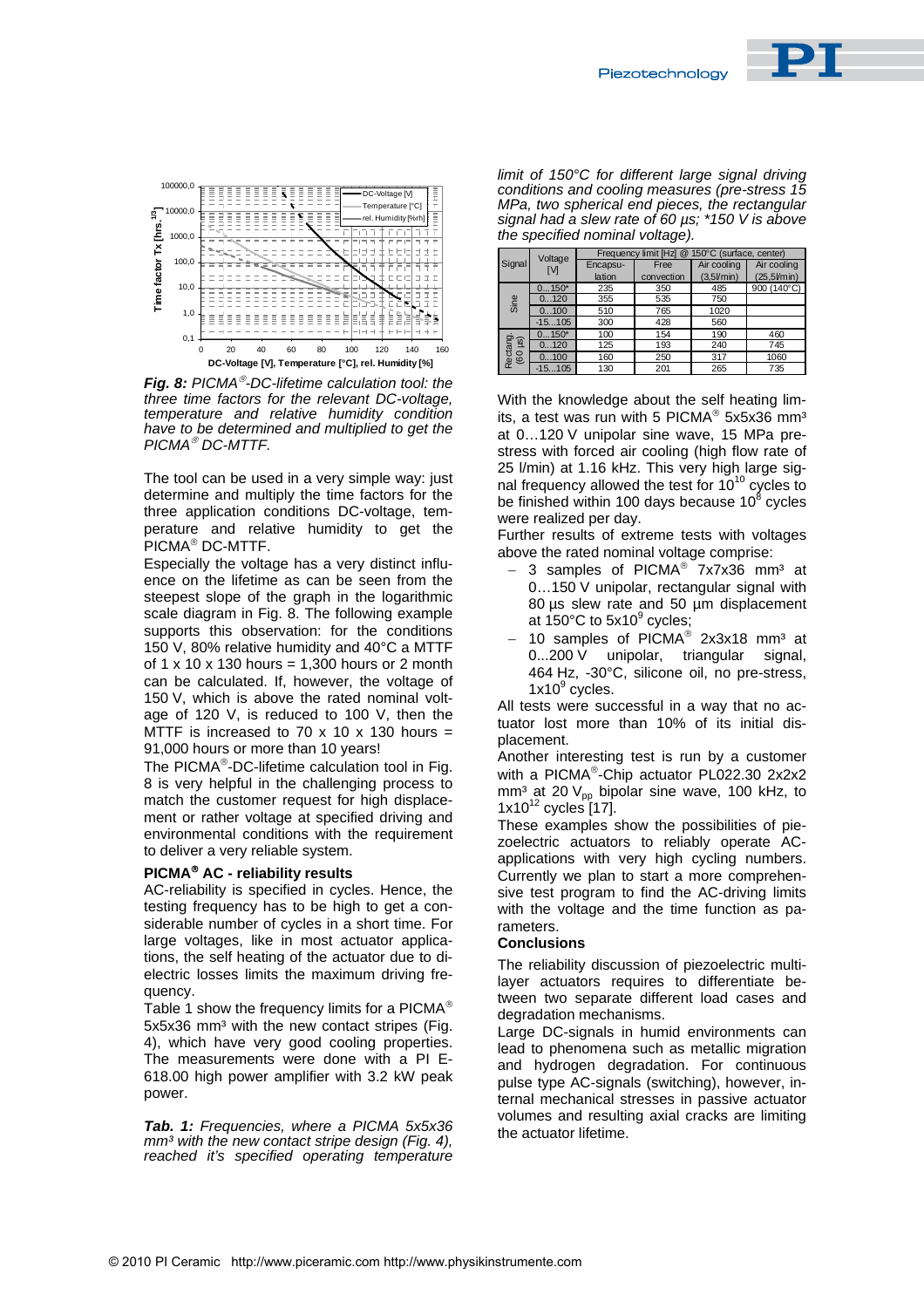*Fig. 8: PICMA®-DC-lifetime calculation tool: the three time factors for the relevant DC-voltage, temperature and relative humidity condition have to be determined and multiplied to get the PICMA® DC-MTTF.*

The tool can be used in a very simple way: just determine and multiply the time factors for the three application conditions DC-voltage, temperature and relative humidity to get the PICMA® DC-MTTF.

Especially the voltage has a very distinct influence on the lifetime as can be seen from the steepest slope of the graph in the logarithmic scale diagram in Fig. 8. The following example supports this observation: for the conditions 150 V, 80% relative humidity and 40°C a MTTF of 1 x 10 x 130 hours = 1,300 hours or 2 month can be calculated. If, however, the voltage of 150 V, which is above the rated nominal voltage of 120 V, is reduced to 100 V, then the MTTF is increased to 70 x 10 x 130 hours = 91,000 hours or more than 10 years!

The PICMA®-DC-lifetime calculation tool in Fig. 8 is very helpful in the challenging process to match the customer request for high displacement or rather voltage at specified driving and environmental conditions with the requirement to deliver a very reliable system.

### PICMA® AC - reliability results

AC-reliability is specified in cycles. Hence, the testing frequency has to be high to get a considerable number of cycles in a short time. For large voltages, like in most actuator applications, the self heating of the actuator due to dielectric losses limits the maximum driving frequency.

Table 1 show the frequency limits for a PICMA® 5x5x36 mm³ with the new contact stripes (Fig. 4), which have very good cooling properties. The measurements were done with a PI E-618.00 high power amplifier with 3.2 kW peak power.

*Tab. 1: Frequencies, where a PICMA 5x5x36 mm³ with the new contact stripe design (Fig. 4), reached it's specified operating temperature limit of 150°C for different large signal driving conditions and cooling measures (pre-stress 15 MPa, two spherical end pieces, the rectangular signal had a slew rate of 60 µs; \*150 V is above the specified nominal voltage).*

| Signal | Voltage [V] | Frequency limit [Hz] @ 150°C (surface, center) | | | |
|---|---|---|---|---|---|
| | | Encapsulation | Free convection | Air cooling (3,5l/min) | Air cooling (25,5l/min) |
| Sine | 0…150* | 235 | 350 | 485 | 900 (140°C) |
| | 0…120 | 355 | 535 | 750 | |
| | 0…100 | 510 | 765 | 1020 | |
| | -15…105 | 300 | 428 | 560 | |
| Rectang. (60 µs) | 0…150* | 100 | 154 | 190 | 460 |
| | 0…120 | 125 | 193 | 240 | 745 |
| | 0…100 | 160 | 250 | 317 | 1060 |
| | -15…105 | 130 | 201 | 265 | 735 |

With the knowledge about the self heating limits, a test was run with 5 PICMA® 5x5x36 mm³ at 0…120 V unipolar sine wave, 15 MPa prestress with forced air cooling (high flow rate of 25 l/min) at 1.16 kHz. This very high large signal frequency allowed the test for $10^{10}$ cycles to be finished within 100 days because $10^8$ cycles were realized per day.

Further results of extreme tests with voltages above the rated nominal voltage comprise:

- 3 samples of PICMA® 7x7x36 mm³ at 0…150 V unipolar, rectangular signal with 80 µs slew rate and 50 µm displacement at 150°C to $5 \times 10^9$ cycles;
- 10 samples of PICMA® 2x3x18 mm³ at 0...200 V unipolar, triangular signal, 464 Hz, -30°C, silicone oil, no pre-stress, $1 \times 10^9$ cycles.

All tests were successful in a way that no actuator lost more than 10% of its initial displacement.

Another interesting test is run by a customer with a PICMA®-Chip actuator PL022.30 2x2x2 mm³ at 20 $V_{pp}$ bipolar sine wave, 100 kHz, to $1 \times 10^{12}$ cycles [17].

These examples show the possibilities of piezoelectric actuators to reliably operate AC-applications with very high cycling numbers. Currently we plan to start a more comprehensive test program to find the AC-driving limits with the voltage and the time function as parameters.

### Conclusions

The reliability discussion of piezoelectric multilayer actuators requires to differentiate between two separate different load cases and degradation mechanisms.

Large DC-signals in humid environments can lead to phenomena such as metallic migration and hydrogen degradation. For continuous pulse type AC-signals (switching), however, internal mechanical stresses in passive actuator volumes and resulting axial cracks are limiting the actuator lifetime.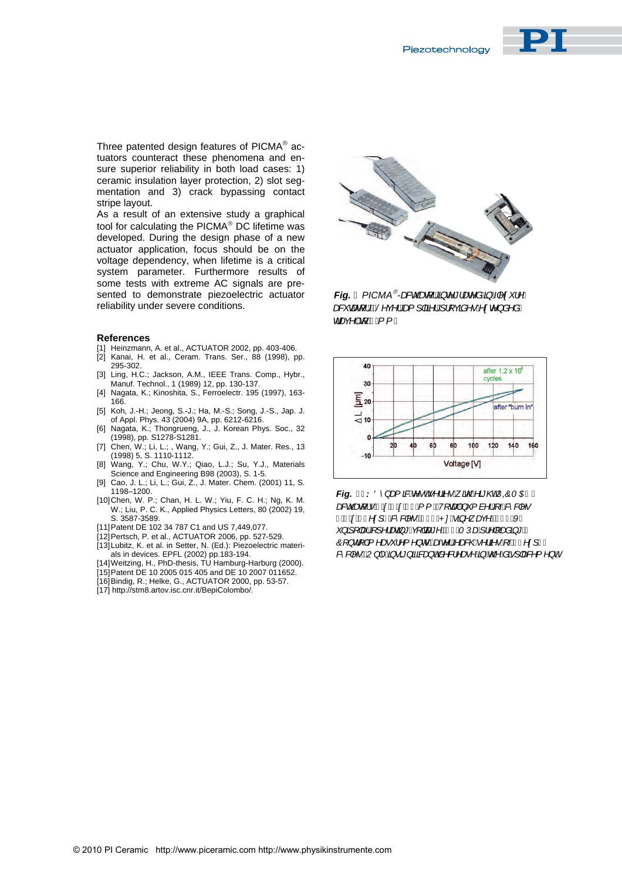Three patented design features of PICMA® actuators counteract these phenomena and ensure superior reliability in both load cases: 1) ceramic insulation layer protection, 2) slot segmentation and 3) crack bypassing contact stripe layout.

As a result of an extensive study a graphical tool for calculating the PICMA® DC lifetime was developed. During the design phase of a new actuator application, focus should be on the voltage dependency, when lifetime is a critical system parameter. Furthermore results of some tests with extreme AC signals are presented to demonstrate piezoelectric actuator reliability under severe conditions.

## References

[1] Heinzmann, A. et al., ACTUATOR 2002, pp. 403-406.
[2] Kanai, H. et al., Ceram. Trans. Ser., 88 (1998), pp. 295-302.
[3] Ling, H.C.; Jackson, A.M., IEEE Trans. Comp., Hybr., Manuf. Technol., 1 (1989) 12, pp. 130-137.
[4] Nagata, K.; Kinoshita, S., Ferroelectr. 195 (1997), 163-166.
[5] Koh, J.-H.; Jeong, S.-J.; Ha, M.-S.; Song, J.-S., Jap. J. of Appl. Phys. 43 (2004) 9A, pp. 6212-6216.
[6] Nagata, K.; Thongrueng, J., J. Korean Phys. Soc., 32 (1998), pp. S1278-S1281.
[7] Chen, W.; Li, L.; , Wang, Y.; Gui, Z., J. Mater. Res., 13 (1998) 5, S. 1110-1112.
[8] Wang, Y.; Chu, W.Y.; Qiao, L.J.; Su, Y.J., Materials Science and Engineering B98 (2003), S. 1-5.
[9] Cao, J. L.; Li, L.; Gui, Z., J. Mater. Chem. (2001) 11, S. 1198–1200.
[10] Chen, W. P.; Chan, H. L. W.; Yiu, F. C. H.; Ng, K. M. W.; Liu, P. C. K., Applied Physics Letters, 80 (2002) 19, S. 3587-3589.
[11] Patent DE 102 34 787 C1 and US 7,449,077.
[12] Pertsch, P. et al., ACTUATOR 2006, pp. 527-529.
[13] Lubitz, K. et al. in Setter, N. (Ed.): Piezoelectric materials in devices. EPFL (2002) pp.183-194.
[14] Weitzing, H., PhD-thesis, TU Hamburg-Harburg (2000).
[15] Patent DE 10 2005 015 405 and DE 10 2007 011652.
[16] Bindig, R.; Helke, G., ACTUATOR 2000, pp. 53-57.
[17] http://stm8.artov.isc.cnr.it/BepiColombo/.

*Fig. : PICMA®-actuator integrated in flexure actuator. Lever amplifier provides extended travel of mm.*

*Fig. : Dynamic test series with eight PICMA® actuators x x mm. Total number of cycles x exp cycles, Hz sine wave, V unipolar operating voltage, MPa preloading. Control measurement after each series of exp cycles. Only insignificant decrease in the displacement*

© 2010 PI Ceramic http://www.piceramic.com http://www.physikinstrumente.com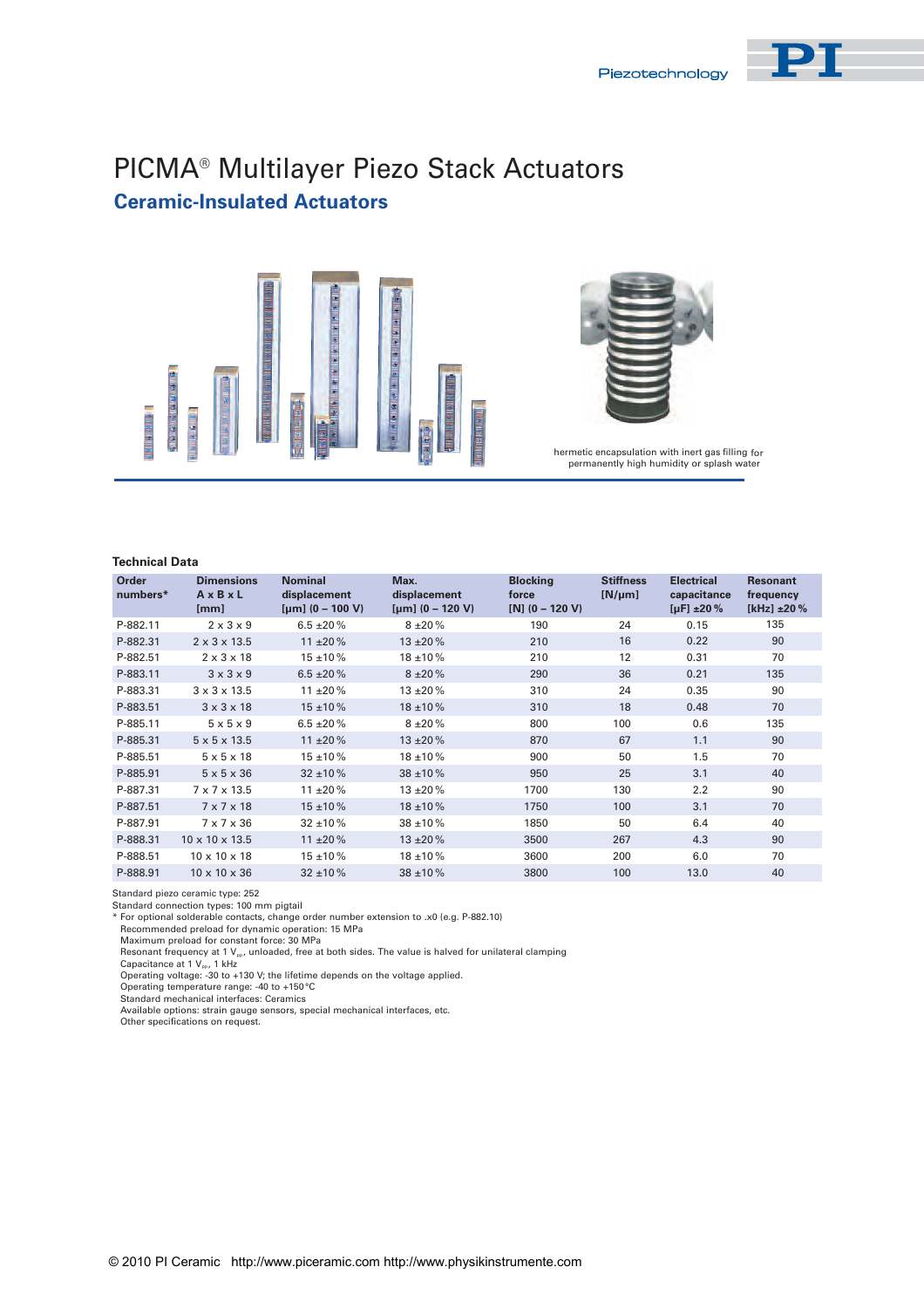# PICMA® Multilayer Piezo Stack Actuators

## Ceramic-Insulated Actuators

hermetic encapsulation with inert gas filling for permanently high humidity or splash water

### Technical Data

| Order numbers* | Dimensions A x B x L [mm] | Nominal displacement [µm] (0 – 100 V) | Max. displacement [µm] (0 – 120 V) | Blocking force [N] (0 – 120 V) | Stiffness [N/µm] | Electrical capacitance [µF] ±20 % | Resonant frequency [kHz] ±20 % |
|---|---|---|---|---|---|---|---|
| P-882.11 | 2 x 3 x 9 | 6.5 ±20 % | 8 ±20 % | 190 | 24 | 0.15 | 135 |
| P-882.31 | 2 x 3 x 13.5 | 11 ±20 % | 13 ±20 % | 210 | 16 | 0.22 | 90 |
| P-882.51 | 2 x 3 x 18 | 15 ±10 % | 18 ±10 % | 210 | 12 | 0.31 | 70 |
| P-883.11 | 3 x 3 x 9 | 6.5 ±20 % | 8 ±20 % | 290 | 36 | 0.21 | 135 |
| P-883.31 | 3 x 3 x 13.5 | 11 ±20 % | 13 ±20 % | 310 | 24 | 0.35 | 90 |
| P-883.51 | 3 x 3 x 18 | 15 ±10 % | 18 ±10 % | 310 | 18 | 0.48 | 70 |
| P-885.11 | 5 x 5 x 9 | 6.5 ±20 % | 8 ±20 % | 800 | 100 | 0.6 | 135 |
| P-885.31 | 5 x 5 x 13.5 | 11 ±20 % | 13 ±20 % | 870 | 67 | 1.1 | 90 |
| P-885.51 | 5 x 5 x 18 | 15 ±10 % | 18 ±10 % | 900 | 50 | 1.5 | 70 |
| P-885.91 | 5 x 5 x 36 | 32 ±10 % | 38 ±10 % | 950 | 25 | 3.1 | 40 |
| P-887.31 | 7 x 7 x 13.5 | 11 ±20 % | 13 ±20 % | 1700 | 130 | 2.2 | 90 |
| P-887.51 | 7 x 7 x 18 | 15 ±10 % | 18 ±10 % | 1750 | 100 | 3.1 | 70 |
| P-887.91 | 7 x 7 x 36 | 32 ±10 % | 38 ±10 % | 1850 | 50 | 6.4 | 40 |
| P-888.31 | 10 x 10 x 13.5 | 11 ±20 % | 13 ±20 % | 3500 | 267 | 4.3 | 90 |
| P-888.51 | 10 x 10 x 18 | 15 ±10 % | 18 ±10 % | 3600 | 200 | 6.0 | 70 |
| P-888.91 | 10 x 10 x 36 | 32 ±10 % | 38 ±10 % | 3800 | 100 | 13.0 | 40 |

Standard piezo ceramic type: 252
Standard connection types: 100 mm pigtail
* For optional solderable contacts, change order number extension to .x0 (e.g. P-882.10)
Recommended preload for dynamic operation: 15 MPa
Maximum preload for constant force: 30 MPa
Resonant frequency at 1 $V_{pp}$, unloaded, free at both sides. The value is halved for unilateral clamping
Capacitance at 1 $V_{pp}$, 1 kHz
Operating voltage: -30 to +130 V; the lifetime depends on the voltage applied.
Operating temperature range: -40 to +150 °C
Standard mechanical interfaces: Ceramics
Available options: strain gauge sensors, special mechanical interfaces, etc.
Other specifications on request.

© 2010 PI Ceramic http://www.piceramic.com http://www.physikinstrumente.com